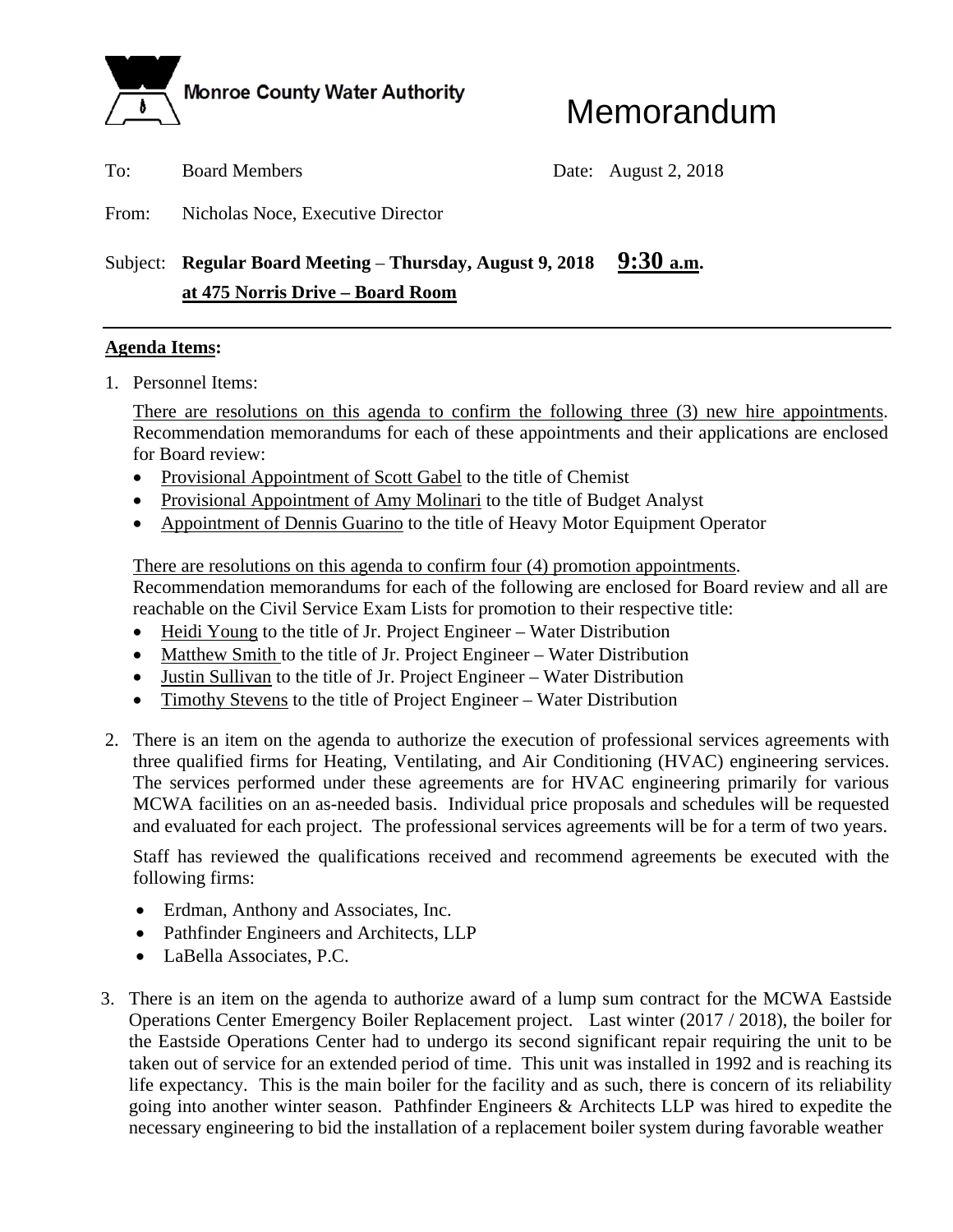Monroe County Water Authority

# Memorandum

To: Board Members

Date: August 2, 2018

From: Nicholas Noce, Executive Director

Subject: **Regular Board Meeting – Thursday, August 9, 2018 9:30 a.m. at 475 Norris Drive – Board Room**

---

**Agenda Items:**

1. Personnel Items:

   There are resolutions on this agenda to confirm the following three (3) new hire appointments. Recommendation memorandums for each of these appointments and their applications are enclosed for Board review:

   - Provisional Appointment of Scott Gabel to the title of Chemist
   - Provisional Appointment of Amy Molinari to the title of Budget Analyst
   - Appointment of Dennis Guarino to the title of Heavy Motor Equipment Operator

   There are resolutions on this agenda to confirm four (4) promotion appointments. Recommendation memorandums for each of the following are enclosed for Board review and all are reachable on the Civil Service Exam Lists for promotion to their respective title:

   - Heidi Young to the title of Jr. Project Engineer – Water Distribution
   - Matthew Smith to the title of Jr. Project Engineer – Water Distribution
   - Justin Sullivan to the title of Jr. Project Engineer – Water Distribution
   - Timothy Stevens to the title of Project Engineer – Water Distribution

2. There is an item on the agenda to authorize the execution of professional services agreements with three qualified firms for Heating, Ventilating, and Air Conditioning (HVAC) engineering services. The services performed under these agreements are for HVAC engineering primarily for various MCWA facilities on an as-needed basis. Individual price proposals and schedules will be requested and evaluated for each project. The professional services agreements will be for a term of two years.

   Staff has reviewed the qualifications received and recommend agreements be executed with the following firms:

   - Erdman, Anthony and Associates, Inc.
   - Pathfinder Engineers and Architects, LLP
   - LaBella Associates, P.C.

3. There is an item on the agenda to authorize award of a lump sum contract for the MCWA Eastside Operations Center Emergency Boiler Replacement project. Last winter (2017 / 2018), the boiler for the Eastside Operations Center had to undergo its second significant repair requiring the unit to be taken out of service for an extended period of time. This unit was installed in 1992 and is reaching its life expectancy. This is the main boiler for the facility and as such, there is concern of its reliability going into another winter season. Pathfinder Engineers & Architects LLP was hired to expedite the necessary engineering to bid the installation of a replacement boiler system during favorable weather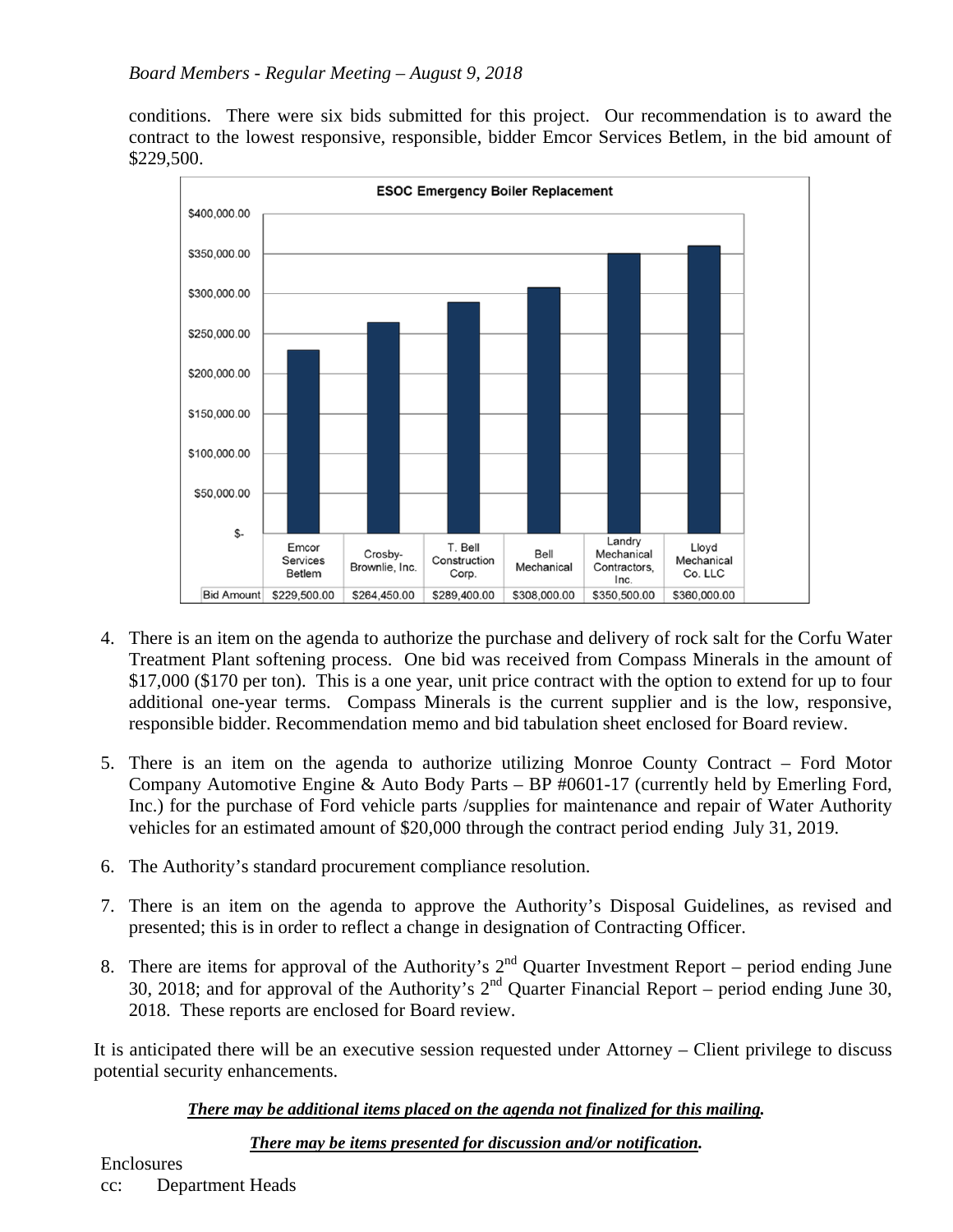conditions. There were six bids submitted for this project. Our recommendation is to award the contract to the lowest responsive, responsible, bidder Emcor Services Betlem, in the bid amount of $229,500.

**ESOC Emergency Boiler Replacement**

| | Emcor Services Betlem | Crosby-Brownlie, Inc. | T. Bell Construction Corp. | Bell Mechanical | Landry Mechanical Contractors, Inc. | Lloyd Mechanical Co. LLC |
|---|---|---|---|---|---|---|
| Bid Amount | $229,500.00 | $264,450.00 | $289,400.00 | $308,000.00 | $350,500.00 | $360,000.00 |

4. There is an item on the agenda to authorize the purchase and delivery of rock salt for the Corfu Water Treatment Plant softening process. One bid was received from Compass Minerals in the amount of $17,000 ($170 per ton). This is a one year, unit price contract with the option to extend for up to four additional one-year terms. Compass Minerals is the current supplier and is the low, responsive, responsible bidder. Recommendation memo and bid tabulation sheet enclosed for Board review.

5. There is an item on the agenda to authorize utilizing Monroe County Contract – Ford Motor Company Automotive Engine & Auto Body Parts – BP #0601-17 (currently held by Emerling Ford, Inc.) for the purchase of Ford vehicle parts /supplies for maintenance and repair of Water Authority vehicles for an estimated amount of $20,000 through the contract period ending July 31, 2019.

6. The Authority's standard procurement compliance resolution.

7. There is an item on the agenda to approve the Authority's Disposal Guidelines, as revised and presented; this is in order to reflect a change in designation of Contracting Officer.

8. There are items for approval of the Authority's 2nd Quarter Investment Report – period ending June 30, 2018; and for approval of the Authority's 2nd Quarter Financial Report – period ending June 30, 2018. These reports are enclosed for Board review.

It is anticipated there will be an executive session requested under Attorney – Client privilege to discuss potential security enhancements.

***There may be additional items placed on the agenda not finalized for this mailing.***

***There may be items presented for discussion and/or notification.***

Enclosures

cc: Department Heads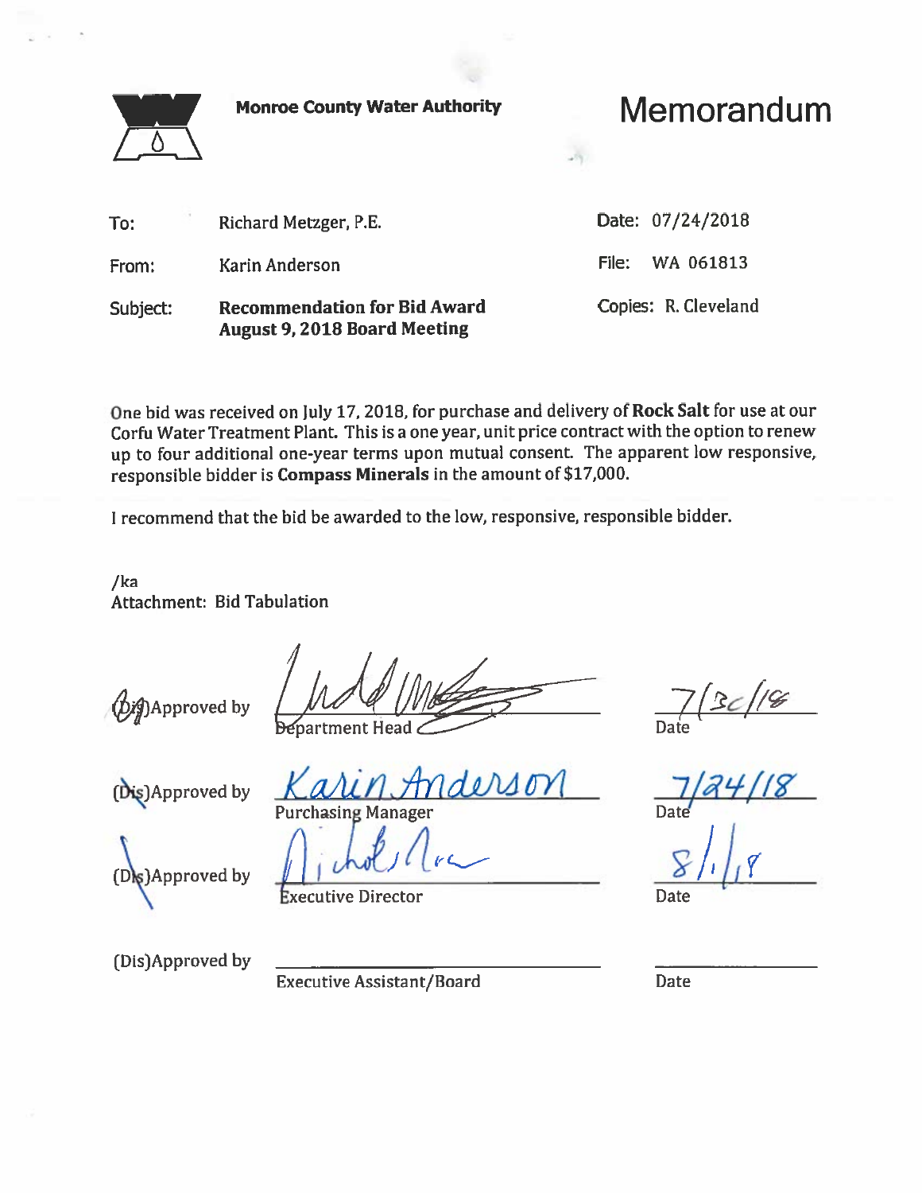**Monroe County Water Authority**

# Memorandum

| | | | |
|---|---|---|---|
| To: | Richard Metzger, P.E. | Date: | 07/24/2018 |
| From: | Karin Anderson | File: | WA 061813 |
| Subject: | **Recommendation for Bid Award August 9, 2018 Board Meeting** | Copies: | R. Cleveland |

One bid was received on July 17, 2018, for purchase and delivery of **Rock Salt** for use at our Corfu Water Treatment Plant. This is a one year, unit price contract with the option to renew up to four additional one-year terms upon mutual consent. The apparent low responsive, responsible bidder is **Compass Minerals** in the amount of $17,000.

I recommend that the bid be awarded to the low, responsive, responsible bidder.

/ka
Attachment: Bid Tabulation

| | | |
|---|---|---|
| ~~(Dis)~~Approved by | *[signature]* Department Head | 7/30/18 Date |
| ~~(Dis)~~Approved by | *Karin Anderson* Purchasing Manager | 7/24/18 Date |
| ~~(Dis)~~Approved by | *[signature]* Executive Director | 8/1/18 Date |
| (Dis)Approved by | Executive Assistant/Board | Date |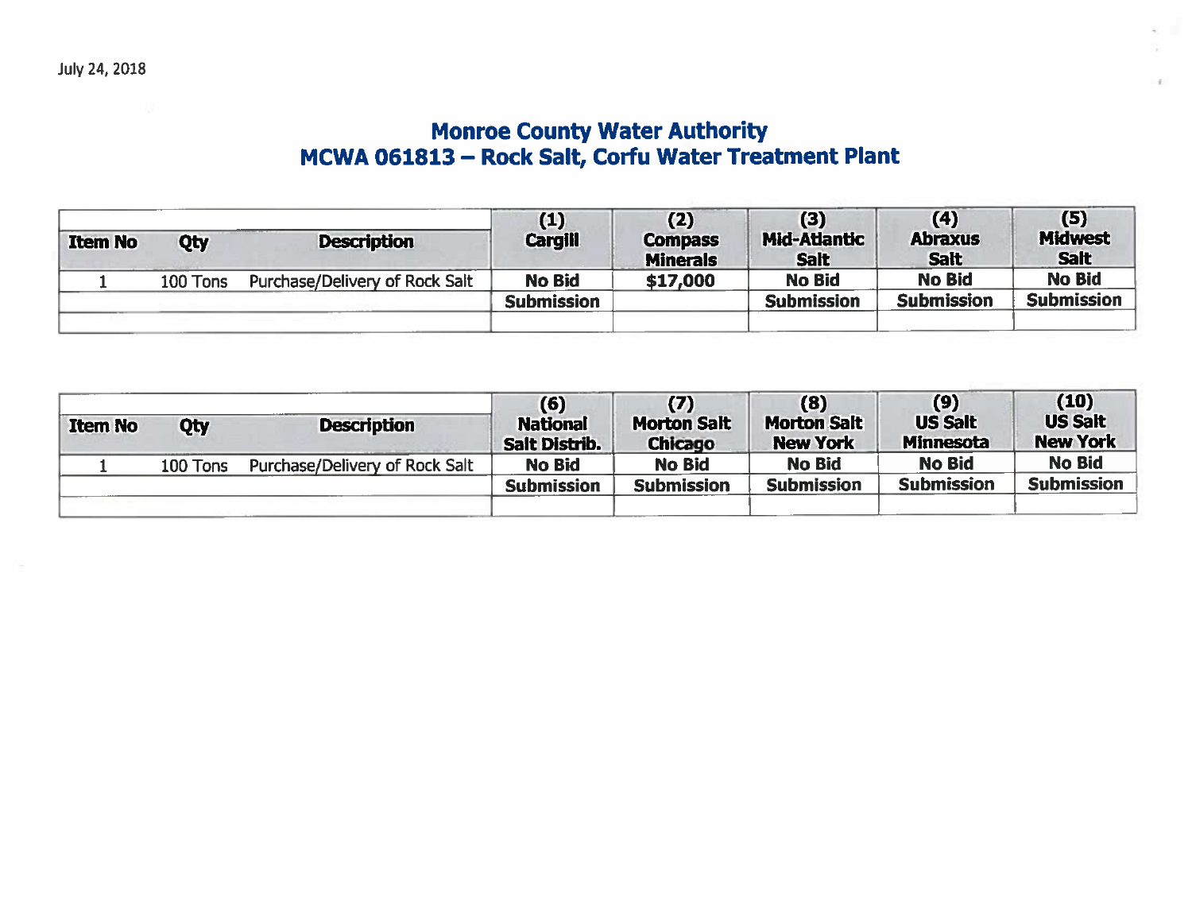July 24, 2018

# Monroe County Water Authority
## MCWA 061813 – Rock Salt, Corfu Water Treatment Plant

| Item No | Qty | Description | (1) Cargill | (2) Compass Minerals | (3) Mid-Atlantic Salt | (4) Abraxus Salt | (5) Midwest Salt |
|---|---|---|---|---|---|---|---|
| 1 | 100 Tons | Purchase/Delivery of Rock Salt | **No Bid** | **$17,000** | **No Bid** | **No Bid** | **No Bid** |
| | | | **Submission** | | **Submission** | **Submission** | **Submission** |
| | | | | | | | |

| Item No | Qty | Description | (6) National Salt Distrib. | (7) Morton Salt Chicago | (8) Morton Salt New York | (9) US Salt Minnesota | (10) US Salt New York |
|---|---|---|---|---|---|---|---|
| 1 | 100 Tons | Purchase/Delivery of Rock Salt | **No Bid** | **No Bid** | **No Bid** | **No Bid** | **No Bid** |
| | | | **Submission** | **Submission** | **Submission** | **Submission** | **Submission** |
| | | | | | | | |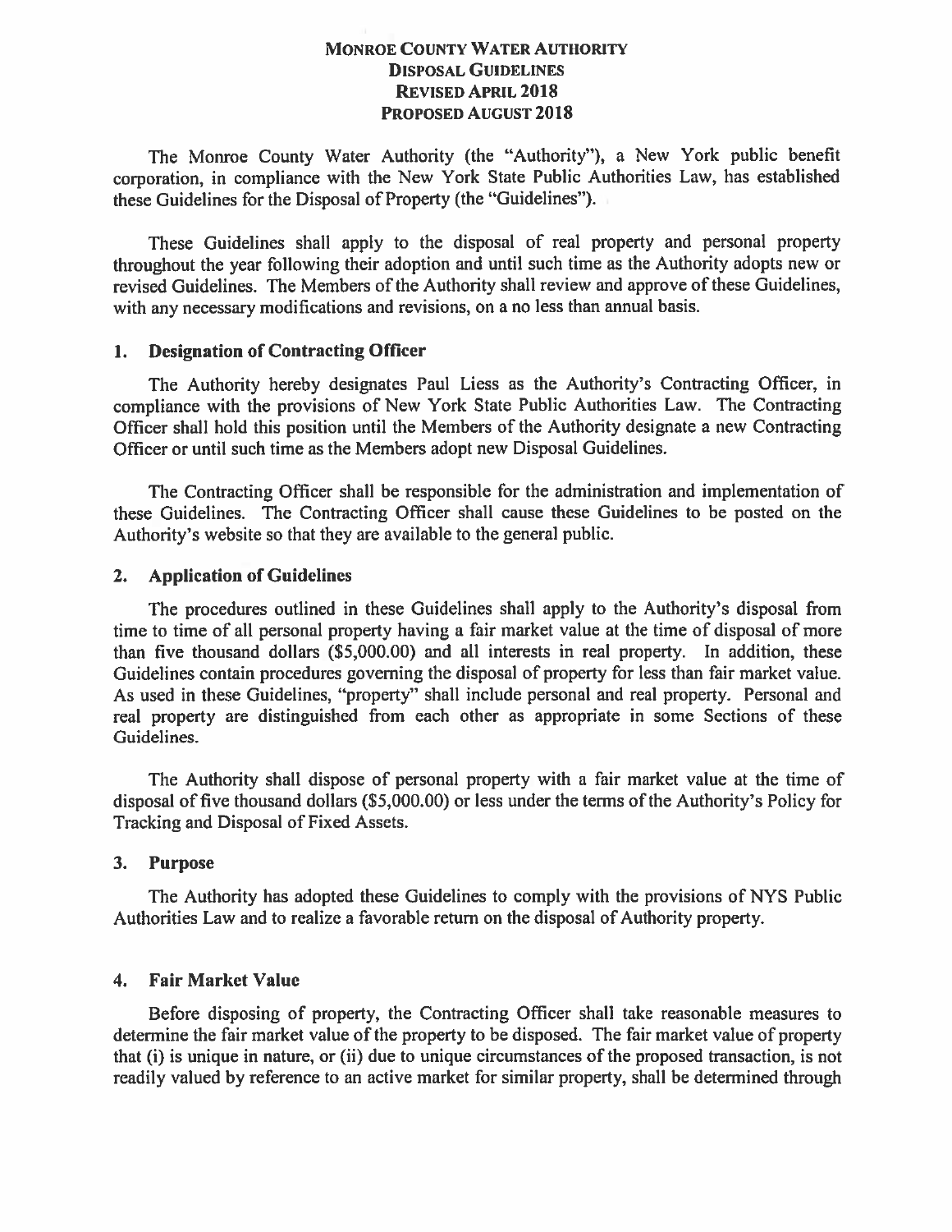# MONROE COUNTY WATER AUTHORITY
## DISPOSAL GUIDELINES
## REVISED APRIL 2018
## PROPOSED AUGUST 2018

The Monroe County Water Authority (the "Authority"), a New York public benefit corporation, in compliance with the New York State Public Authorities Law, has established these Guidelines for the Disposal of Property (the "Guidelines").

These Guidelines shall apply to the disposal of real property and personal property throughout the year following their adoption and until such time as the Authority adopts new or revised Guidelines. The Members of the Authority shall review and approve of these Guidelines, with any necessary modifications and revisions, on a no less than annual basis.

### 1. Designation of Contracting Officer

The Authority hereby designates Paul Liess as the Authority's Contracting Officer, in compliance with the provisions of New York State Public Authorities Law. The Contracting Officer shall hold this position until the Members of the Authority designate a new Contracting Officer or until such time as the Members adopt new Disposal Guidelines.

The Contracting Officer shall be responsible for the administration and implementation of these Guidelines. The Contracting Officer shall cause these Guidelines to be posted on the Authority's website so that they are available to the general public.

### 2. Application of Guidelines

The procedures outlined in these Guidelines shall apply to the Authority's disposal from time to time of all personal property having a fair market value at the time of disposal of more than five thousand dollars ($5,000.00) and all interests in real property. In addition, these Guidelines contain procedures governing the disposal of property for less than fair market value. As used in these Guidelines, "property" shall include personal and real property. Personal and real property are distinguished from each other as appropriate in some Sections of these Guidelines.

The Authority shall dispose of personal property with a fair market value at the time of disposal of five thousand dollars ($5,000.00) or less under the terms of the Authority's Policy for Tracking and Disposal of Fixed Assets.

### 3. Purpose

The Authority has adopted these Guidelines to comply with the provisions of NYS Public Authorities Law and to realize a favorable return on the disposal of Authority property.

### 4. Fair Market Value

Before disposing of property, the Contracting Officer shall take reasonable measures to determine the fair market value of the property to be disposed. The fair market value of property that (i) is unique in nature, or (ii) due to unique circumstances of the proposed transaction, is not readily valued by reference to an active market for similar property, shall be determined through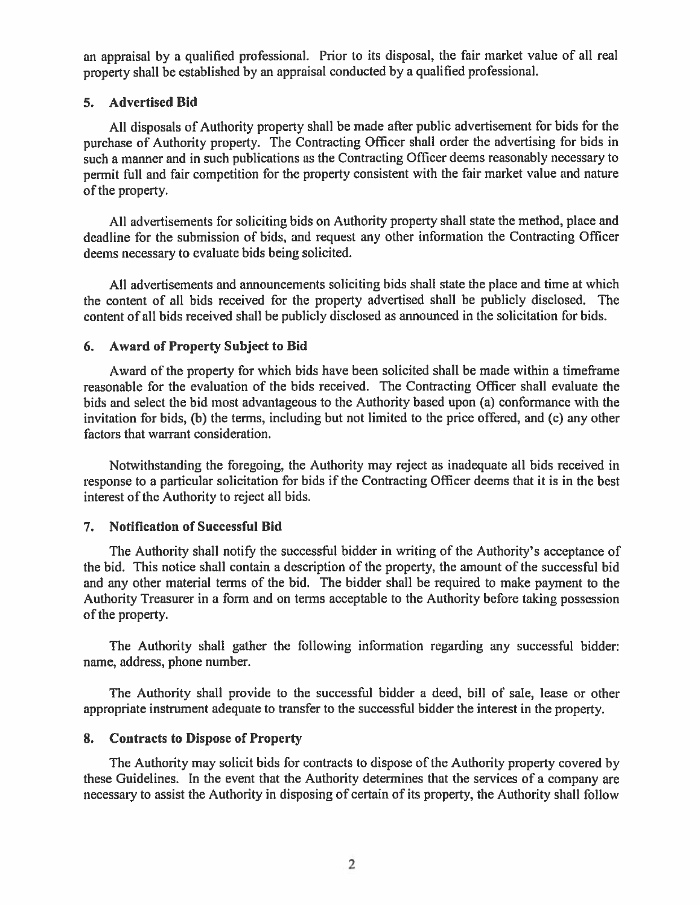an appraisal by a qualified professional. Prior to its disposal, the fair market value of all real property shall be established by an appraisal conducted by a qualified professional.

### 5. Advertised Bid

All disposals of Authority property shall be made after public advertisement for bids for the purchase of Authority property. The Contracting Officer shall order the advertising for bids in such a manner and in such publications as the Contracting Officer deems reasonably necessary to permit full and fair competition for the property consistent with the fair market value and nature of the property.

All advertisements for soliciting bids on Authority property shall state the method, place and deadline for the submission of bids, and request any other information the Contracting Officer deems necessary to evaluate bids being solicited.

All advertisements and announcements soliciting bids shall state the place and time at which the content of all bids received for the property advertised shall be publicly disclosed. The content of all bids received shall be publicly disclosed as announced in the solicitation for bids.

### 6. Award of Property Subject to Bid

Award of the property for which bids have been solicited shall be made within a timeframe reasonable for the evaluation of the bids received. The Contracting Officer shall evaluate the bids and select the bid most advantageous to the Authority based upon (a) conformance with the invitation for bids, (b) the terms, including but not limited to the price offered, and (c) any other factors that warrant consideration.

Notwithstanding the foregoing, the Authority may reject as inadequate all bids received in response to a particular solicitation for bids if the Contracting Officer deems that it is in the best interest of the Authority to reject all bids.

### 7. Notification of Successful Bid

The Authority shall notify the successful bidder in writing of the Authority's acceptance of the bid. This notice shall contain a description of the property, the amount of the successful bid and any other material terms of the bid. The bidder shall be required to make payment to the Authority Treasurer in a form and on terms acceptable to the Authority before taking possession of the property.

The Authority shall gather the following information regarding any successful bidder: name, address, phone number.

The Authority shall provide to the successful bidder a deed, bill of sale, lease or other appropriate instrument adequate to transfer to the successful bidder the interest in the property.

### 8. Contracts to Dispose of Property

The Authority may solicit bids for contracts to dispose of the Authority property covered by these Guidelines. In the event that the Authority determines that the services of a company are necessary to assist the Authority in disposing of certain of its property, the Authority shall follow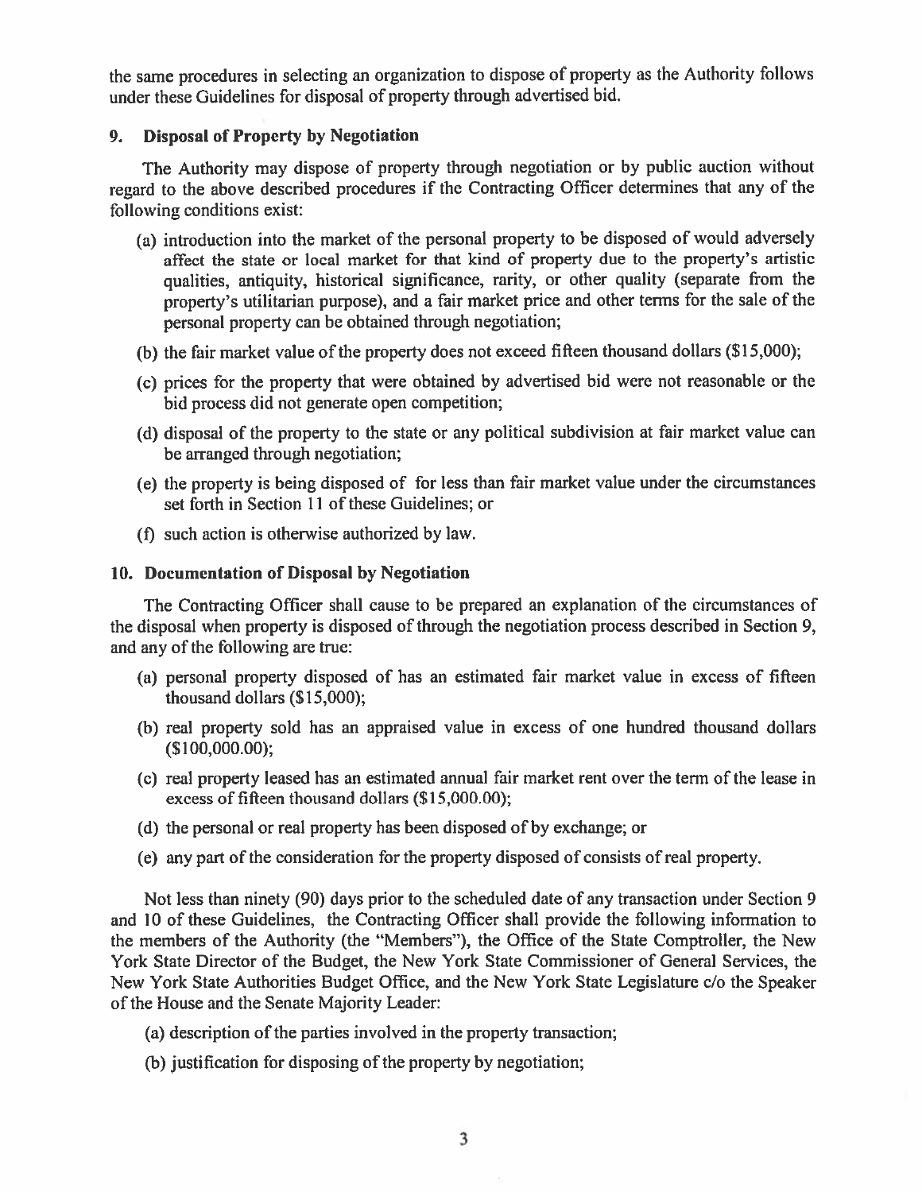the same procedures in selecting an organization to dispose of property as the Authority follows under these Guidelines for disposal of property through advertised bid.

## 9. Disposal of Property by Negotiation

The Authority may dispose of property through negotiation or by public auction without regard to the above described procedures if the Contracting Officer determines that any of the following conditions exist:

(a) introduction into the market of the personal property to be disposed of would adversely affect the state or local market for that kind of property due to the property's artistic qualities, antiquity, historical significance, rarity, or other quality (separate from the property's utilitarian purpose), and a fair market price and other terms for the sale of the personal property can be obtained through negotiation;

(b) the fair market value of the property does not exceed fifteen thousand dollars ($15,000);

(c) prices for the property that were obtained by advertised bid were not reasonable or the bid process did not generate open competition;

(d) disposal of the property to the state or any political subdivision at fair market value can be arranged through negotiation;

(e) the property is being disposed of for less than fair market value under the circumstances set forth in Section 11 of these Guidelines; or

(f) such action is otherwise authorized by law.

## 10. Documentation of Disposal by Negotiation

The Contracting Officer shall cause to be prepared an explanation of the circumstances of the disposal when property is disposed of through the negotiation process described in Section 9, and any of the following are true:

(a) personal property disposed of has an estimated fair market value in excess of fifteen thousand dollars ($15,000);

(b) real property sold has an appraised value in excess of one hundred thousand dollars ($100,000.00);

(c) real property leased has an estimated annual fair market rent over the term of the lease in excess of fifteen thousand dollars ($15,000.00);

(d) the personal or real property has been disposed of by exchange; or

(e) any part of the consideration for the property disposed of consists of real property.

Not less than ninety (90) days prior to the scheduled date of any transaction under Section 9 and 10 of these Guidelines, the Contracting Officer shall provide the following information to the members of the Authority (the "Members"), the Office of the State Comptroller, the New York State Director of the Budget, the New York State Commissioner of General Services, the New York State Authorities Budget Office, and the New York State Legislature c/o the Speaker of the House and the Senate Majority Leader:

(a) description of the parties involved in the property transaction;

(b) justification for disposing of the property by negotiation;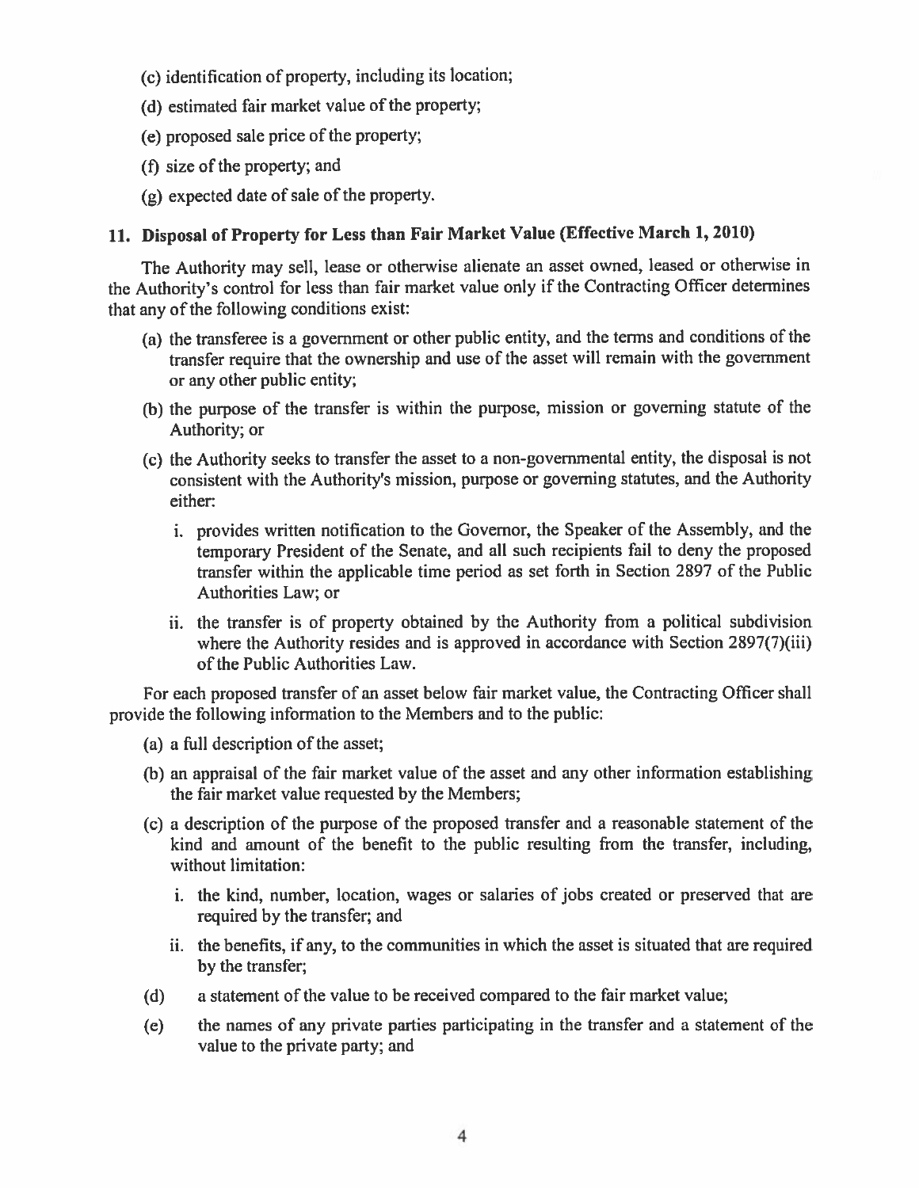(c) identification of property, including its location;

(d) estimated fair market value of the property;

(e) proposed sale price of the property;

(f) size of the property; and

(g) expected date of sale of the property.

## 11. Disposal of Property for Less than Fair Market Value (Effective March 1, 2010)

The Authority may sell, lease or otherwise alienate an asset owned, leased or otherwise in the Authority's control for less than fair market value only if the Contracting Officer determines that any of the following conditions exist:

(a) the transferee is a government or other public entity, and the terms and conditions of the transfer require that the ownership and use of the asset will remain with the government or any other public entity;

(b) the purpose of the transfer is within the purpose, mission or governing statute of the Authority; or

(c) the Authority seeks to transfer the asset to a non-governmental entity, the disposal is not consistent with the Authority's mission, purpose or governing statutes, and the Authority either:

   i. provides written notification to the Governor, the Speaker of the Assembly, and the temporary President of the Senate, and all such recipients fail to deny the proposed transfer within the applicable time period as set forth in Section 2897 of the Public Authorities Law; or

   ii. the transfer is of property obtained by the Authority from a political subdivision where the Authority resides and is approved in accordance with Section 2897(7)(iii) of the Public Authorities Law.

For each proposed transfer of an asset below fair market value, the Contracting Officer shall provide the following information to the Members and to the public:

(a) a full description of the asset;

(b) an appraisal of the fair market value of the asset and any other information establishing the fair market value requested by the Members;

(c) a description of the purpose of the proposed transfer and a reasonable statement of the kind and amount of the benefit to the public resulting from the transfer, including, without limitation:

   i. the kind, number, location, wages or salaries of jobs created or preserved that are required by the transfer; and

   ii. the benefits, if any, to the communities in which the asset is situated that are required by the transfer;

(d) a statement of the value to be received compared to the fair market value;

(e) the names of any private parties participating in the transfer and a statement of the value to the private party; and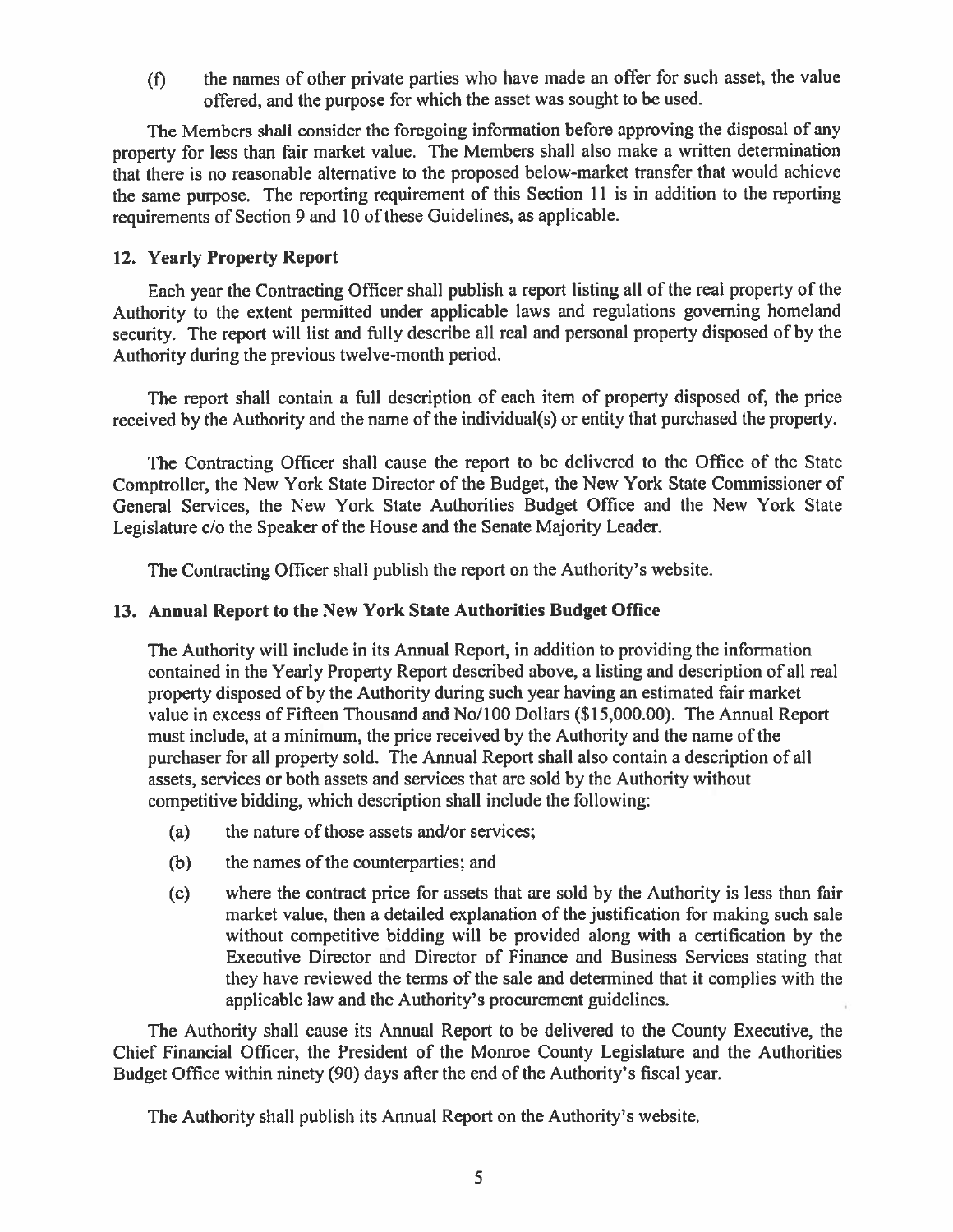(f) the names of other private parties who have made an offer for such asset, the value offered, and the purpose for which the asset was sought to be used.

The Members shall consider the foregoing information before approving the disposal of any property for less than fair market value. The Members shall also make a written determination that there is no reasonable alternative to the proposed below-market transfer that would achieve the same purpose. The reporting requirement of this Section 11 is in addition to the reporting requirements of Section 9 and 10 of these Guidelines, as applicable.

### 12. Yearly Property Report

Each year the Contracting Officer shall publish a report listing all of the real property of the Authority to the extent permitted under applicable laws and regulations governing homeland security. The report will list and fully describe all real and personal property disposed of by the Authority during the previous twelve-month period.

The report shall contain a full description of each item of property disposed of, the price received by the Authority and the name of the individual(s) or entity that purchased the property.

The Contracting Officer shall cause the report to be delivered to the Office of the State Comptroller, the New York State Director of the Budget, the New York State Commissioner of General Services, the New York State Authorities Budget Office and the New York State Legislature c/o the Speaker of the House and the Senate Majority Leader.

The Contracting Officer shall publish the report on the Authority's website.

### 13. Annual Report to the New York State Authorities Budget Office

The Authority will include in its Annual Report, in addition to providing the information contained in the Yearly Property Report described above, a listing and description of all real property disposed of by the Authority during such year having an estimated fair market value in excess of Fifteen Thousand and No/100 Dollars ($15,000.00). The Annual Report must include, at a minimum, the price received by the Authority and the name of the purchaser for all property sold. The Annual Report shall also contain a description of all assets, services or both assets and services that are sold by the Authority without competitive bidding, which description shall include the following:

(a) the nature of those assets and/or services;

(b) the names of the counterparties; and

(c) where the contract price for assets that are sold by the Authority is less than fair market value, then a detailed explanation of the justification for making such sale without competitive bidding will be provided along with a certification by the Executive Director and Director of Finance and Business Services stating that they have reviewed the terms of the sale and determined that it complies with the applicable law and the Authority's procurement guidelines.

The Authority shall cause its Annual Report to be delivered to the County Executive, the Chief Financial Officer, the President of the Monroe County Legislature and the Authorities Budget Office within ninety (90) days after the end of the Authority's fiscal year.

The Authority shall publish its Annual Report on the Authority's website.